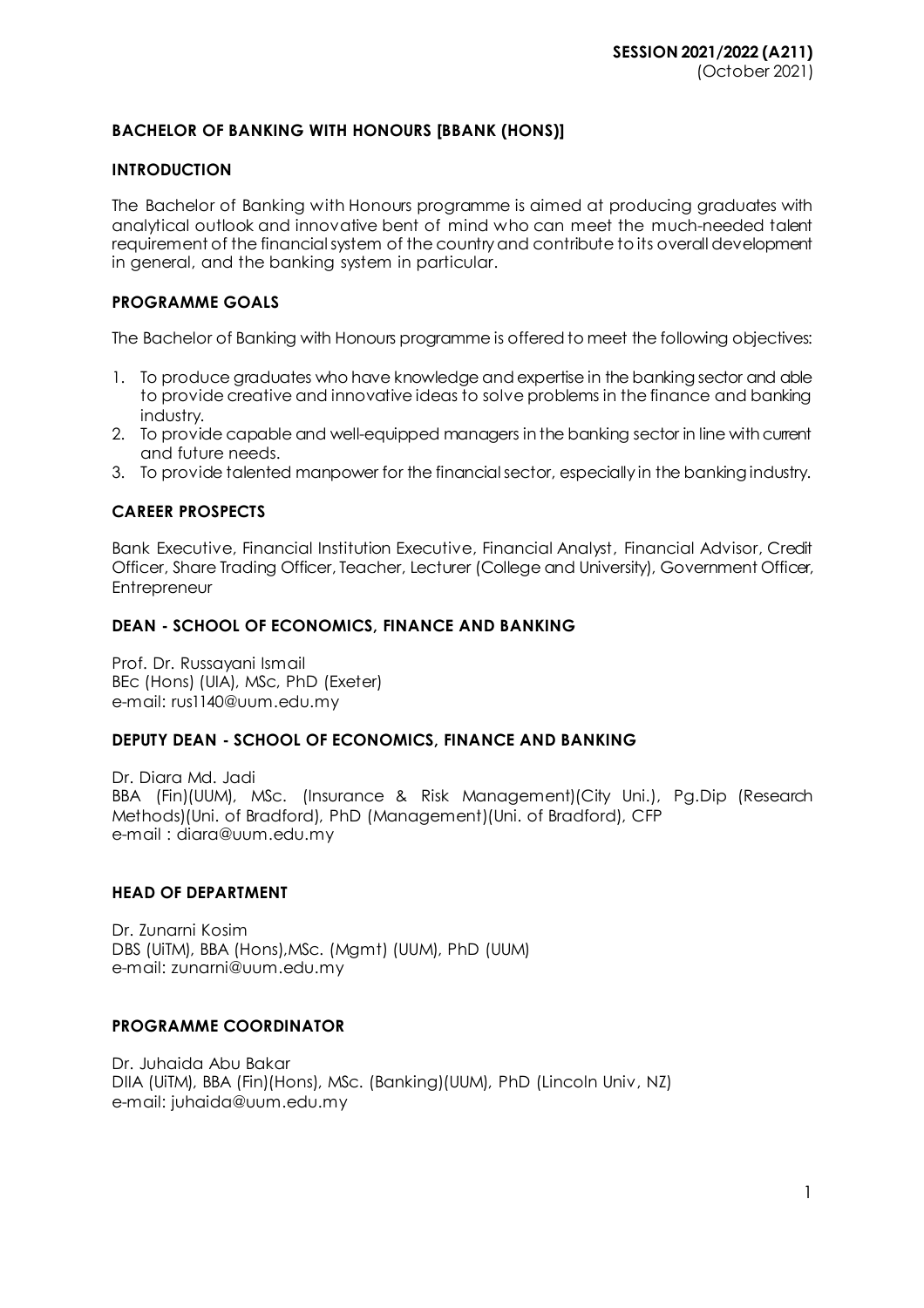**SESSION 2021/2022 (A211)**
(October 2021)

## BACHELOR OF BANKING WITH HONOURS [BBANK (HONS)]

### INTRODUCTION

The Bachelor of Banking with Honours programme is aimed at producing graduates with analytical outlook and innovative bent of mind who can meet the much-needed talent requirement of the financial system of the country and contribute to its overall development in general, and the banking system in particular.

### PROGRAMME GOALS

The Bachelor of Banking with Honours programme is offered to meet the following objectives:

1. To produce graduates who have knowledge and expertise in the banking sector and able to provide creative and innovative ideas to solve problems in the finance and banking industry.
2. To provide capable and well-equipped managers in the banking sector in line with current and future needs.
3. To provide talented manpower for the financial sector, especially in the banking industry.

### CAREER PROSPECTS

Bank Executive, Financial Institution Executive, Financial Analyst, Financial Advisor, Credit Officer, Share Trading Officer, Teacher, Lecturer (College and University), Government Officer, Entrepreneur

### DEAN - SCHOOL OF ECONOMICS, FINANCE AND BANKING

Prof. Dr. Russayani Ismail
BEc (Hons) (UIA), MSc, PhD (Exeter)
e-mail: rus1140@uum.edu.my

### DEPUTY DEAN - SCHOOL OF ECONOMICS, FINANCE AND BANKING

Dr. Diara Md. Jadi
BBA (Fin)(UUM), MSc. (Insurance & Risk Management)(City Uni.), Pg.Dip (Research Methods)(Uni. of Bradford), PhD (Management)(Uni. of Bradford), CFP
e-mail : diara@uum.edu.my

### HEAD OF DEPARTMENT

Dr. Zunarni Kosim
DBS (UiTM), BBA (Hons),MSc. (Mgmt) (UUM), PhD (UUM)
e-mail: zunarni@uum.edu.my

### PROGRAMME COORDINATOR

Dr. Juhaida Abu Bakar
DIIA (UiTM), BBA (Fin)(Hons), MSc. (Banking)(UUM), PhD (Lincoln Univ, NZ)
e-mail: juhaida@uum.edu.my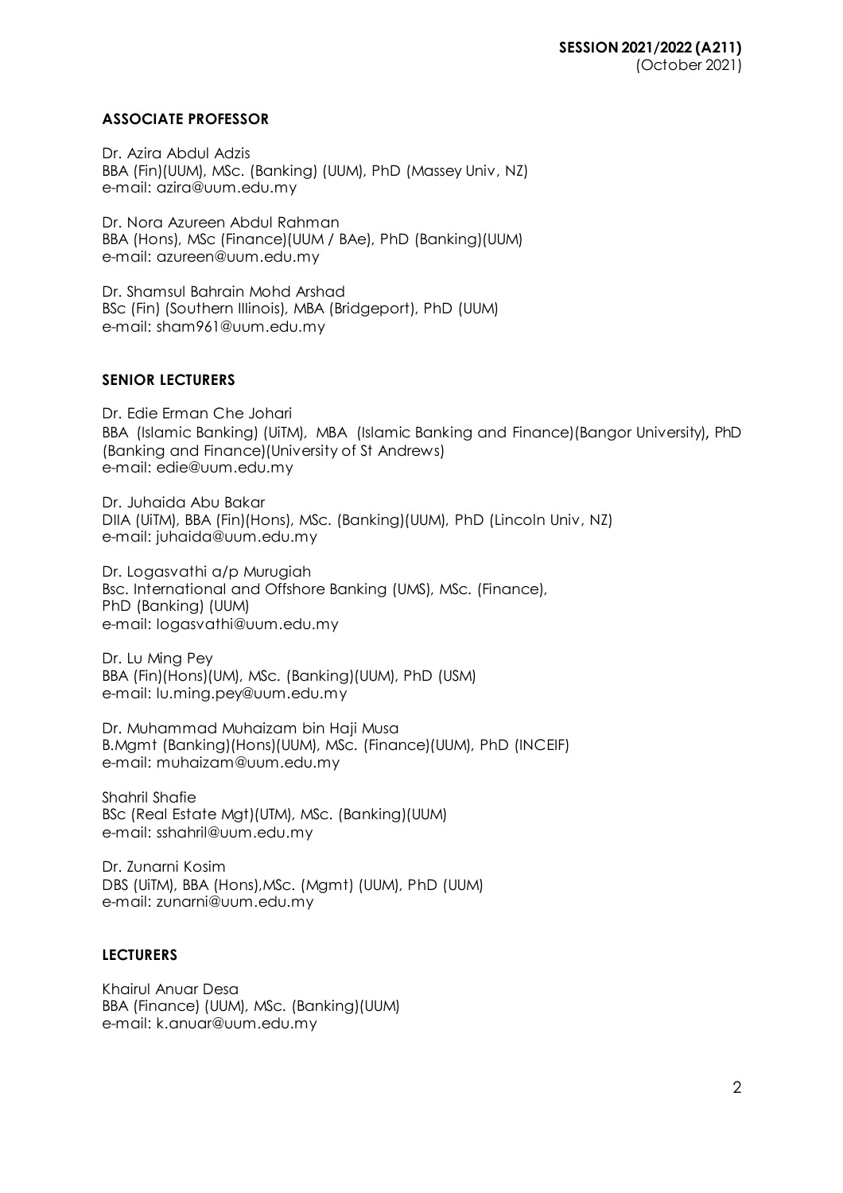**SESSION 2021/2022 (A211)**
(October 2021)

## ASSOCIATE PROFESSOR

Dr. Azira Abdul Adzis
BBA (Fin)(UUM), MSc. (Banking) (UUM), PhD (Massey Univ, NZ)
e-mail: azira@uum.edu.my

Dr. Nora Azureen Abdul Rahman
BBA (Hons), MSc (Finance)(UUM / BAe), PhD (Banking)(UUM)
e-mail: azureen@uum.edu.my

Dr. Shamsul Bahrain Mohd Arshad
BSc (Fin) (Southern Illinois), MBA (Bridgeport), PhD (UUM)
e-mail: sham961@uum.edu.my

## SENIOR LECTURERS

Dr. Edie Erman Che Johari
BBA (Islamic Banking) (UiTM), MBA (Islamic Banking and Finance)(Bangor University), PhD (Banking and Finance)(University of St Andrews)
e-mail: edie@uum.edu.my

Dr. Juhaida Abu Bakar
DIIA (UiTM), BBA (Fin)(Hons), MSc. (Banking)(UUM), PhD (Lincoln Univ, NZ)
e-mail: juhaida@uum.edu.my

Dr. Logasvathi a/p Murugiah
Bsc. International and Offshore Banking (UMS), MSc. (Finance), PhD (Banking) (UUM)
e-mail: logasvathi@uum.edu.my

Dr. Lu Ming Pey
BBA (Fin)(Hons)(UM), MSc. (Banking)(UUM), PhD (USM)
e-mail: lu.ming.pey@uum.edu.my

Dr. Muhammad Muhaizam bin Haji Musa
B.Mgmt (Banking)(Hons)(UUM), MSc. (Finance)(UUM), PhD (INCEIF)
e-mail: muhaizam@uum.edu.my

Shahril Shafie
BSc (Real Estate Mgt)(UTM), MSc. (Banking)(UUM)
e-mail: sshahril@uum.edu.my

Dr. Zunarni Kosim
DBS (UiTM), BBA (Hons),MSc. (Mgmt) (UUM), PhD (UUM)
e-mail: zunarni@uum.edu.my

## LECTURERS

Khairul Anuar Desa
BBA (Finance) (UUM), MSc. (Banking)(UUM)
e-mail: k.anuar@uum.edu.my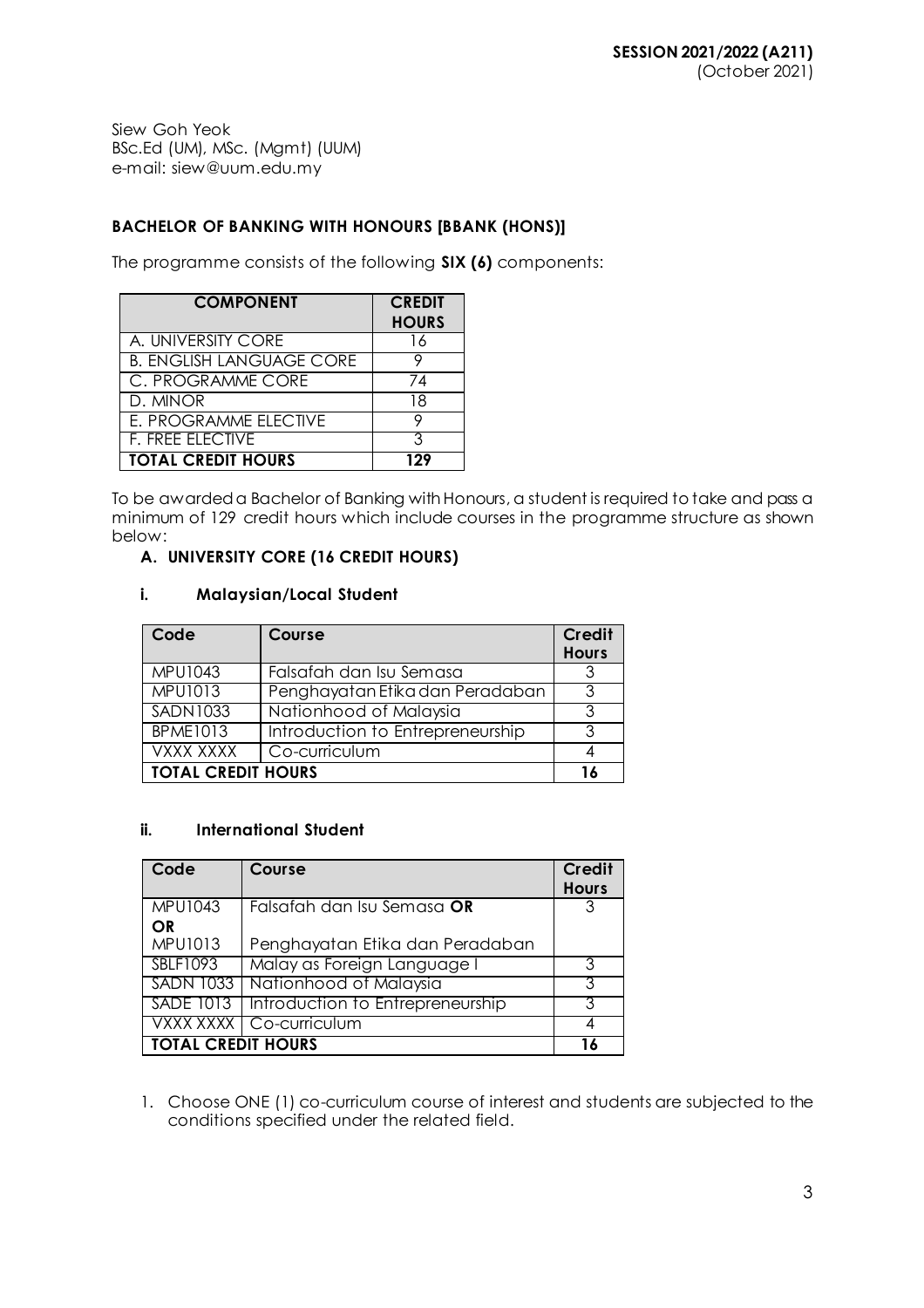Siew Goh Yeok
BSc.Ed (UM), MSc. (Mgmt) (UUM)
e-mail: siew@uum.edu.my

## BACHELOR OF BANKING WITH HONOURS [BBANK (HONS)]

The programme consists of the following **SIX (6)** components:

| COMPONENT | CREDIT HOURS |
|---|---|
| A. UNIVERSITY CORE | 16 |
| B. ENGLISH LANGUAGE CORE | 9 |
| C. PROGRAMME CORE | 74 |
| D. MINOR | 18 |
| E. PROGRAMME ELECTIVE | 9 |
| F. FREE ELECTIVE | 3 |
| **TOTAL CREDIT HOURS** | **129** |

To be awarded a Bachelor of Banking with Honours, a student is required to take and pass a minimum of 129 credit hours which include courses in the programme structure as shown below:

### A. UNIVERSITY CORE (16 CREDIT HOURS)

#### i. Malaysian/Local Student

| Code | Course | Credit Hours |
|---|---|---|
| MPU1043 | Falsafah dan Isu Semasa | 3 |
| MPU1013 | Penghayatan Etika dan Peradaban | 3 |
| SADN1033 | Nationhood of Malaysia | 3 |
| BPME1013 | Introduction to Entrepreneurship | 3 |
| VXXX XXXX | Co-curriculum | 4 |
| **TOTAL CREDIT HOURS** | | **16** |

#### ii. International Student

| Code | Course | Credit Hours |
|---|---|---|
| MPU1043 **OR** MPU1013 | Falsafah dan Isu Semasa **OR** Penghayatan Etika dan Peradaban | 3 |
| SBLF1093 | Malay as Foreign Language I | 3 |
| SADN 1033 | Nationhood of Malaysia | 3 |
| SADE 1013 | Introduction to Entrepreneurship | 3 |
| VXXX XXXX | Co-curriculum | 4 |
| **TOTAL CREDIT HOURS** | | **16** |

1. Choose ONE (1) co-curriculum course of interest and students are subjected to the conditions specified under the related field.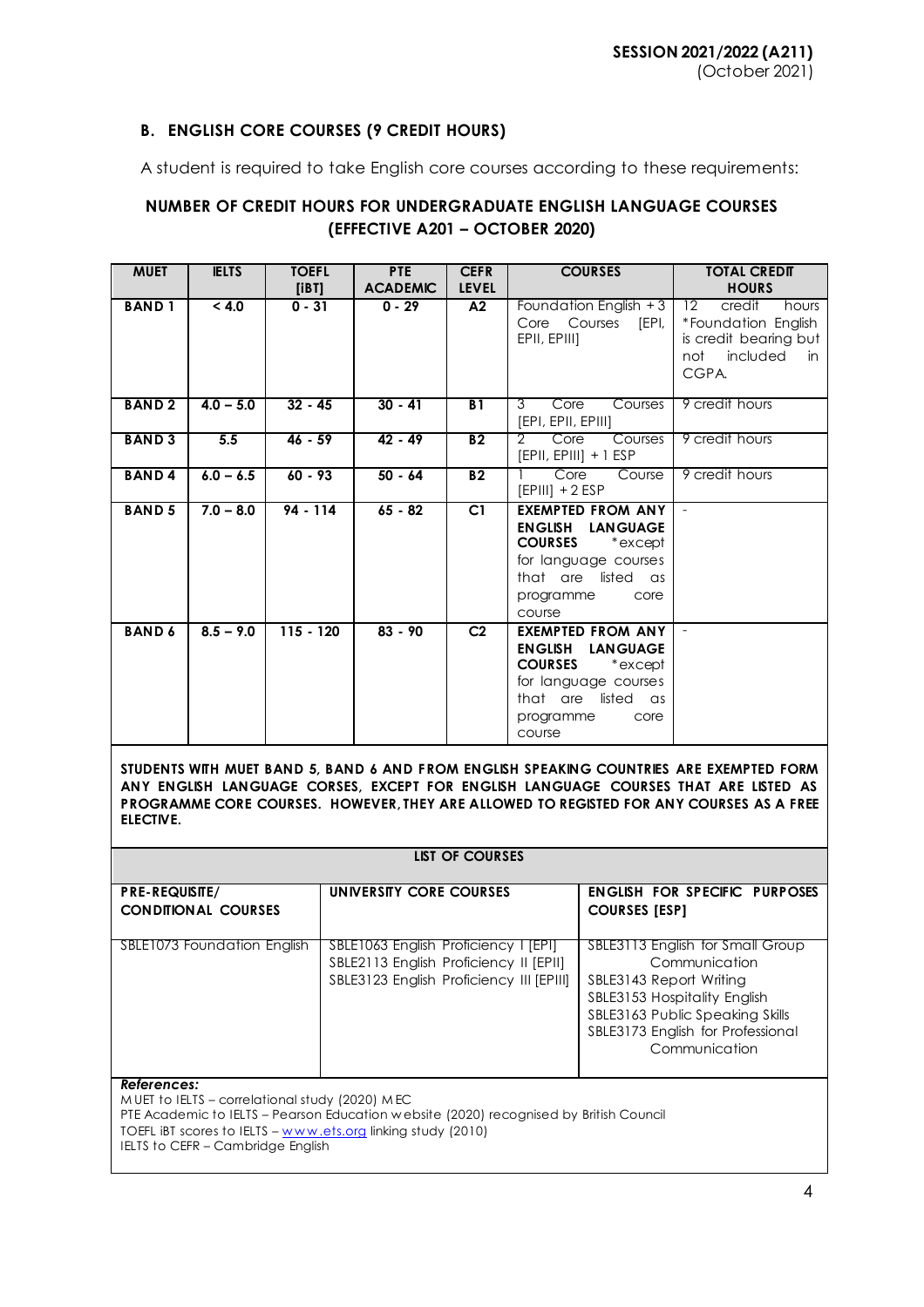**SESSION 2021/2022 (A211)**
(October 2021)

## B. ENGLISH CORE COURSES (9 CREDIT HOURS)

A student is required to take English core courses according to these requirements:

### NUMBER OF CREDIT HOURS FOR UNDERGRADUATE ENGLISH LANGUAGE COURSES (EFFECTIVE A201 – OCTOBER 2020)

| MUET | IELTS | TOEFL [iBT] | PTE ACADEMIC | CEFR LEVEL | COURSES | TOTAL CREDIT HOURS |
|---|---|---|---|---|---|---|
| BAND 1 | < 4.0 | 0 - 31 | 0 - 29 | A2 | Foundation English + 3 Core Courses [EPI, EPII, EPIII] | 12 credit hours *Foundation English is credit bearing but not included in CGPA. |
| BAND 2 | 4.0 – 5.0 | 32 - 45 | 30 - 41 | B1 | 3 Core Courses [EPI, EPII, EPIII] | 9 credit hours |
| BAND 3 | 5.5 | 46 - 59 | 42 - 49 | B2 | 2 Core Courses [EPII, EPIII] + 1 ESP | 9 credit hours |
| BAND 4 | 6.0 – 6.5 | 60 - 93 | 50 - 64 | B2 | 1 Core Course [EPIII] + 2 ESP | 9 credit hours |
| BAND 5 | 7.0 – 8.0 | 94 - 114 | 65 - 82 | C1 | **EXEMPTED FROM ANY ENGLISH LANGUAGE COURSES** *except for language courses that are listed as programme core course | - |
| BAND 6 | 8.5 – 9.0 | 115 - 120 | 83 - 90 | C2 | **EXEMPTED FROM ANY ENGLISH LANGUAGE COURSES** *except for language courses that are listed as programme core course | - |

**STUDENTS WITH MUET BAND 5, BAND 6 AND FROM ENGLISH SPEAKING COUNTRIES ARE EXEMPTED FORM ANY ENGLISH LANGUAGE CORSES, EXCEPT FOR ENGLISH LANGUAGE COURSES THAT ARE LISTED AS PROGRAMME CORE COURSES. HOWEVER, THEY ARE ALLOWED TO REGISTED FOR ANY COURSES AS A FREE ELECTIVE.**

**LIST OF COURSES**

| PRE-REQUISITE/ CONDITIONAL COURSES | UNIVERSITY CORE COURSES | ENGLISH FOR SPECIFIC PURPOSES COURSES [ESP] |
|---|---|---|
| SBLE1073 Foundation English | SBLE1063 English Proficiency I [EPI]<br>SBLE2113 English Proficiency II [EPII]<br>SBLE3123 English Proficiency III [EPIII] | SBLE3113 English for Small Group Communication<br>SBLE3143 Report Writing<br>SBLE3153 Hospitality English<br>SBLE3163 Public Speaking Skills<br>SBLE3173 English for Professional Communication |

***References:***
MUET to IELTS – correlational study (2020) MEC
PTE Academic to IELTS – Pearson Education website (2020) recognised by British Council
TOEFL iBT scores to IELTS – www.ets.org linking study (2010)
IELTS to CEFR – Cambridge English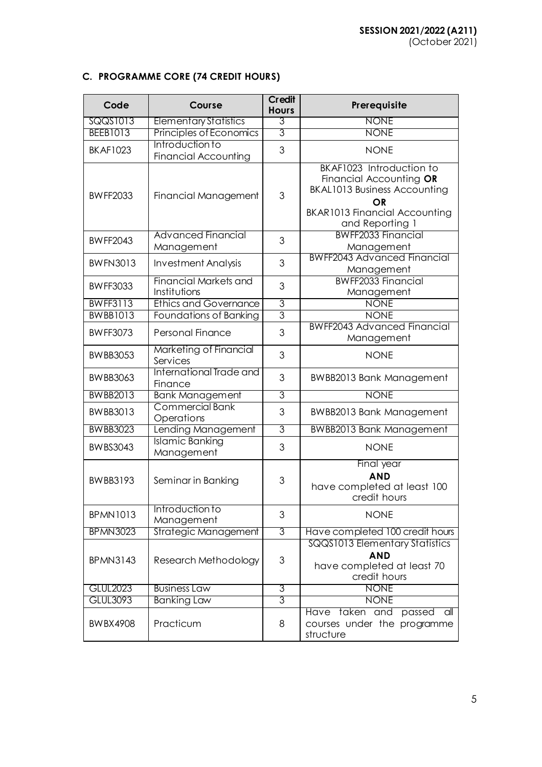## C. PROGRAMME CORE (74 CREDIT HOURS)

| Code | Course | Credit Hours | Prerequisite |
|---|---|---|---|
| SQQS1013 | Elementary Statistics | 3 | NONE |
| BEEB1013 | Principles of Economics | 3 | NONE |
| BKAF1023 | Introduction to Financial Accounting | 3 | NONE |
| BWFF2033 | Financial Management | 3 | BKAF1023 Introduction to Financial Accounting **OR** BKAL1013 Business Accounting **OR** BKAR1013 Financial Accounting and Reporting 1 |
| BWFF2043 | Advanced Financial Management | 3 | BWFF2033 Financial Management |
| BWFN3013 | Investment Analysis | 3 | BWFF2043 Advanced Financial Management |
| BWFF3033 | Financial Markets and Institutions | 3 | BWFF2033 Financial Management |
| BWFF3113 | Ethics and Governance | 3 | NONE |
| BWBB1013 | Foundations of Banking | 3 | NONE |
| BWFF3073 | Personal Finance | 3 | BWFF2043 Advanced Financial Management |
| BWBB3053 | Marketing of Financial Services | 3 | NONE |
| BWBB3063 | International Trade and Finance | 3 | BWBB2013 Bank Management |
| BWBB2013 | Bank Management | 3 | NONE |
| BWBB3013 | Commercial Bank Operations | 3 | BWBB2013 Bank Management |
| BWBB3023 | Lending Management | 3 | BWBB2013 Bank Management |
| BWBS3043 | Islamic Banking Management | 3 | NONE |
| BWBB3193 | Seminar in Banking | 3 | Final year **AND** have completed at least 100 credit hours |
| BPMN1013 | Introduction to Management | 3 | NONE |
| BPMN3023 | Strategic Management | 3 | Have completed 100 credit hours |
| BPMN3143 | Research Methodology | 3 | SQQS1013 Elementary Statistics **AND** have completed at least 70 credit hours |
| GLUL2023 | Business Law | 3 | NONE |
| GLUL3093 | Banking Law | 3 | NONE |
| BWBX4908 | Practicum | 8 | Have taken and passed all courses under the programme structure |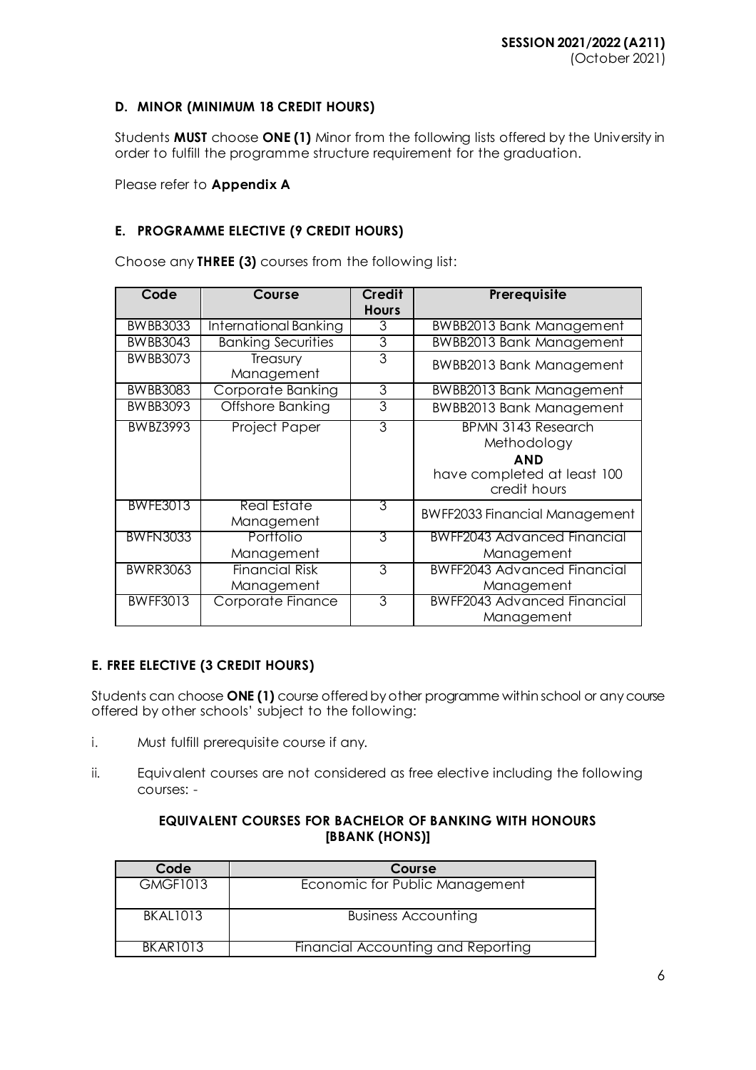### D. MINOR (MINIMUM 18 CREDIT HOURS)

Students **MUST** choose **ONE (1)** Minor from the following lists offered by the University in order to fulfill the programme structure requirement for the graduation.

Please refer to **Appendix A**

### E. PROGRAMME ELECTIVE (9 CREDIT HOURS)

Choose any **THREE (3)** courses from the following list:

| Code | Course | Credit Hours | Prerequisite |
|---|---|---|---|
| BWBB3033 | International Banking | 3 | BWBB2013 Bank Management |
| BWBB3043 | Banking Securities | 3 | BWBB2013 Bank Management |
| BWBB3073 | Treasury Management | 3 | BWBB2013 Bank Management |
| BWBB3083 | Corporate Banking | 3 | BWBB2013 Bank Management |
| BWBB3093 | Offshore Banking | 3 | BWBB2013 Bank Management |
| BWBZ3993 | Project Paper | 3 | BPMN 3143 Research Methodology **AND** have completed at least 100 credit hours |
| BWFE3013 | Real Estate Management | 3 | BWFF2033 Financial Management |
| BWFN3033 | Portfolio Management | 3 | BWFF2043 Advanced Financial Management |
| BWRR3063 | Financial Risk Management | 3 | BWFF2043 Advanced Financial Management |
| BWFF3013 | Corporate Finance | 3 | BWFF2043 Advanced Financial Management |

### E. FREE ELECTIVE (3 CREDIT HOURS)

Students can choose **ONE (1)** course offered by other programme within school or any course offered by other schools' subject to the following:

i. Must fulfill prerequisite course if any.

ii. Equivalent courses are not considered as free elective including the following courses: -

**EQUIVALENT COURSES FOR BACHELOR OF BANKING WITH HONOURS [BBANK (HONS)]**

| Code | Course |
|---|---|
| GMGF1013 | Economic for Public Management |
| BKAL1013 | Business Accounting |
| BKAR1013 | Financial Accounting and Reporting |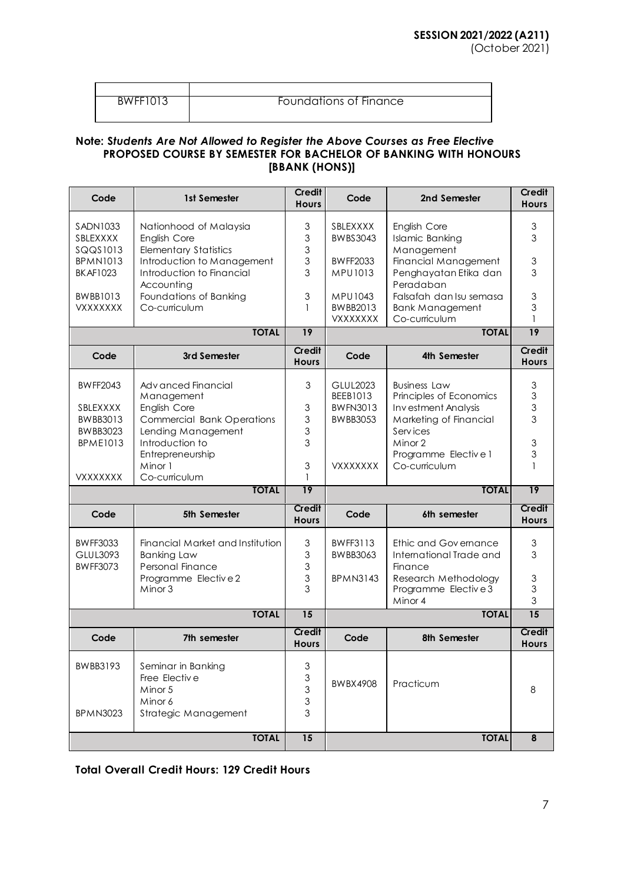| | |
|---|---|
| BWFF1013 | Foundations of Finance |

**Note: *Students Are Not Allowed to Register the Above Courses as Free Elective***

**PROPOSED COURSE BY SEMESTER FOR BACHELOR OF BANKING WITH HONOURS [BBANK (HONS)]**

| Code | 1st Semester | Credit Hours | Code | 2nd Semester | Credit Hours |
|---|---|---|---|---|---|
| SADN1033 | Nationhood of Malaysia | 3 | SBLEXXXX | English Core | 3 |
| SBLEXXXX | English Core | 3 | BWBS3043 | Islamic Banking Management | 3 |
| SQQS1013 | Elementary Statistics | 3 | BWFF2033 | Financial Management | 3 |
| BPMN1013 | Introduction to Management | 3 | MPU1013 | Penghayatan Etika dan Peradaban | 3 |
| BKAF1023 | Introduction to Financial Accounting | 3 | MPU1043 | Falsafah dan Isu semasa | 3 |
| BWBB1013 | Foundations of Banking | 3 | BWBB2013 | Bank Management | 3 |
| VXXXXXXX | Co-curriculum | 1 | VXXXXXXX | Co-curriculum | 1 |
| | **TOTAL** | **19** | | **TOTAL** | **19** |
| **Code** | **3rd Semester** | **Credit Hours** | **Code** | **4th Semester** | **Credit Hours** |
| BWFF2043 | Advanced Financial Management | 3 | GLUL2023 | Business Law | 3 |
| SBLEXXXX | English Core | 3 | BEEB1013 | Principles of Economics | 3 |
| BWBB3013 | Commercial Bank Operations | 3 | BWFN3013 | Investment Analysis | 3 |
| BWBB3023 | Lending Management | 3 | BWBB3053 | Marketing of Financial Services | 3 |
| BPME1013 | Introduction to Entrepreneurship | 3 | | Minor 2 | 3 |
| | Minor 1 | 3 | | Programme Elective 1 | 3 |
| VXXXXXXX | Co-curriculum | 1 | VXXXXXXX | Co-curriculum | 1 |
| | **TOTAL** | **19** | | **TOTAL** | **19** |
| **Code** | **5th Semester** | **Credit Hours** | **Code** | **6th semester** | **Credit Hours** |
| BWFF3033 | Financial Market and Institution | 3 | BWFF3113 | Ethic and Governance | 3 |
| GLUL3093 | Banking Law | 3 | BWBB3063 | International Trade and Finance | 3 |
| BWFF3073 | Personal Finance | 3 | BPMN3143 | Research Methodology | 3 |
| | Programme Elective 2 | 3 | | Programme Elective 3 | 3 |
| | Minor 3 | 3 | | Minor 4 | 3 |
| | **TOTAL** | **15** | | **TOTAL** | **15** |
| **Code** | **7th semester** | **Credit Hours** | **Code** | **8th Semester** | **Credit Hours** |
| BWBB3193 | Seminar in Banking | 3 | BWBX4908 | Practicum | 8 |
| | Free Elective | 3 | | | |
| | Minor 5 | 3 | | | |
| | Minor 6 | 3 | | | |
| BPMN3023 | Strategic Management | 3 | | | |
| | **TOTAL** | **15** | | **TOTAL** | **8** |

**Total Overall Credit Hours: 129 Credit Hours**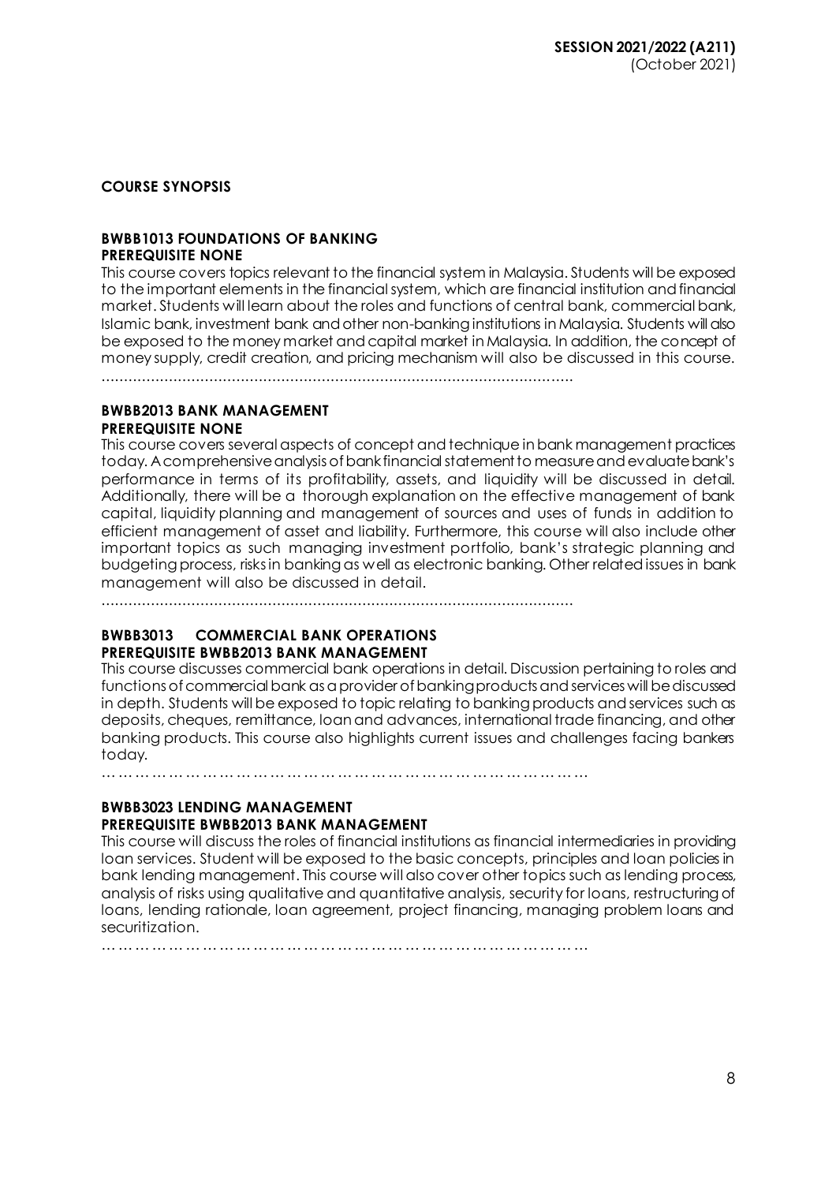**SESSION 2021/2022 (A211)**
(October 2021)

**COURSE SYNOPSIS**

**BWBB1013 FOUNDATIONS OF BANKING**
**PREREQUISITE NONE**

This course covers topics relevant to the financial system in Malaysia. Students will be exposed to the important elements in the financial system, which are financial institution and financial market. Students will learn about the roles and functions of central bank, commercial bank, Islamic bank, investment bank and other non-banking institutions in Malaysia. Students will also be exposed to the money market and capital market in Malaysia. In addition, the concept of money supply, credit creation, and pricing mechanism will also be discussed in this course.

………………………………………………………………………………………………

**BWBB2013 BANK MANAGEMENT**
**PREREQUISITE NONE**

This course covers several aspects of concept and technique in bank management practices today. A comprehensive analysis of bank financial statement to measure and evaluate bank's performance in terms of its profitability, assets, and liquidity will be discussed in detail. Additionally, there will be a thorough explanation on the effective management of bank capital, liquidity planning and management of sources and uses of funds in addition to efficient management of asset and liability. Furthermore, this course will also include other important topics as such managing investment portfolio, bank's strategic planning and budgeting process, risks in banking as well as electronic banking. Other related issues in bank management will also be discussed in detail.

………………………………………………………………………………………………

**BWBB3013 COMMERCIAL BANK OPERATIONS**
**PREREQUISITE BWBB2013 BANK MANAGEMENT**

This course discusses commercial bank operations in detail. Discussion pertaining to roles and functions of commercial bank as a provider of banking products and services will be discussed in depth. Students will be exposed to topic relating to banking products and services such as deposits, cheques, remittance, loan and advances, international trade financing, and other banking products. This course also highlights current issues and challenges facing bankers today.

………………………………………………………………………………

**BWBB3023 LENDING MANAGEMENT**
**PREREQUISITE BWBB2013 BANK MANAGEMENT**

This course will discuss the roles of financial institutions as financial intermediaries in providing loan services. Student will be exposed to the basic concepts, principles and loan policies in bank lending management. This course will also cover other topics such as lending process, analysis of risks using qualitative and quantitative analysis, security for loans, restructuring of loans, lending rationale, loan agreement, project financing, managing problem loans and securitization.

………………………………………………………………………………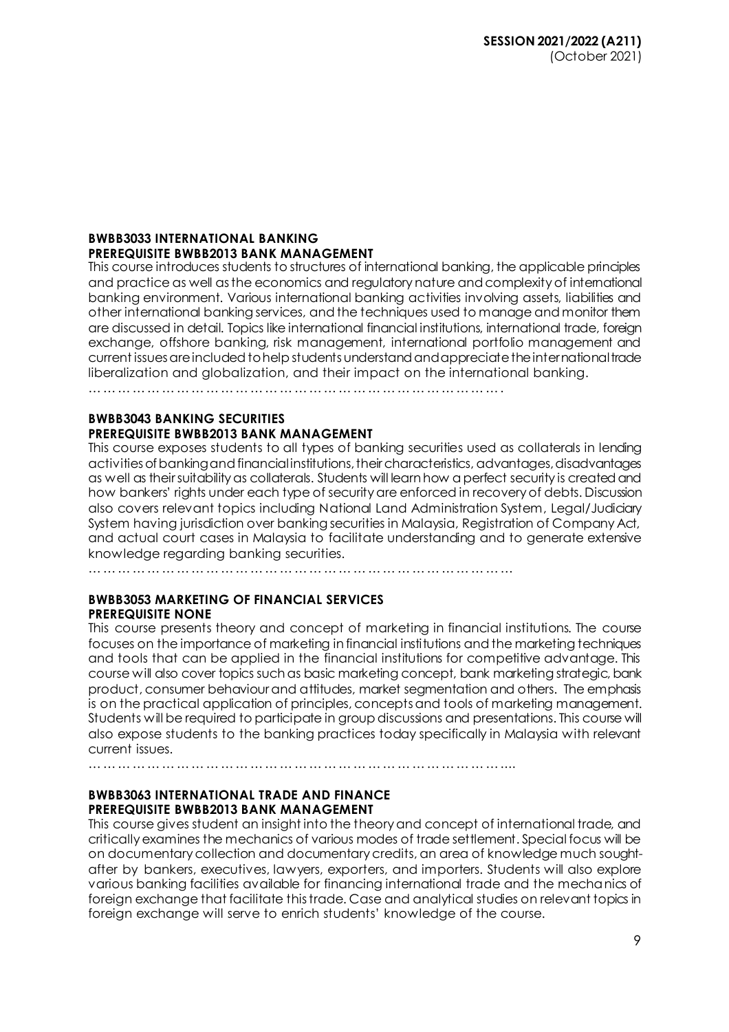**BWBB3033 INTERNATIONAL BANKING**
**PREREQUISITE BWBB2013 BANK MANAGEMENT**

This course introduces students to structures of international banking, the applicable principles and practice as well as the economics and regulatory nature and complexity of international banking environment. Various international banking activities involving assets, liabilities and other international banking services, and the techniques used to manage and monitor them are discussed in detail. Topics like international financial institutions, international trade, foreign exchange, offshore banking, risk management, international portfolio management and current issues are included to help students understand and appreciate the international trade liberalization and globalization, and their impact on the international banking.

…………………………………………………………………………….

**BWBB3043 BANKING SECURITIES**
**PREREQUISITE BWBB2013 BANK MANAGEMENT**

This course exposes students to all types of banking securities used as collaterals in lending activities of banking and financial institutions, their characteristics, advantages, disadvantages as well as their suitability as collaterals. Students will learn how a perfect security is created and how bankers' rights under each type of security are enforced in recovery of debts. Discussion also covers relevant topics including National Land Administration System, Legal/Judiciary System having jurisdiction over banking securities in Malaysia, Registration of Company Act, and actual court cases in Malaysia to facilitate understanding and to generate extensive knowledge regarding banking securities.

……………………………………………………………………………

**BWBB3053 MARKETING OF FINANCIAL SERVICES**
**PREREQUISITE NONE**

This course presents theory and concept of marketing in financial institutions. The course focuses on the importance of marketing in financial institutions and the marketing techniques and tools that can be applied in the financial institutions for competitive advantage. This course will also cover topics such as basic marketing concept, bank marketing strategic, bank product, consumer behaviour and attitudes, market segmentation and others. The emphasis is on the practical application of principles, concepts and tools of marketing management. Students will be required to participate in group discussions and presentations. This course will also expose students to the banking practices today specifically in Malaysia with relevant current issues.

…………………………………………………………………………….

**BWBB3063 INTERNATIONAL TRADE AND FINANCE**
**PREREQUISITE BWBB2013 BANK MANAGEMENT**

This course gives student an insight into the theory and concept of international trade, and critically examines the mechanics of various modes of trade settlement. Special focus will be on documentary collection and documentary credits, an area of knowledge much sought-after by bankers, executives, lawyers, exporters, and importers. Students will also explore various banking facilities available for financing international trade and the mechanics of foreign exchange that facilitate this trade. Case and analytical studies on relevant topics in foreign exchange will serve to enrich students' knowledge of the course.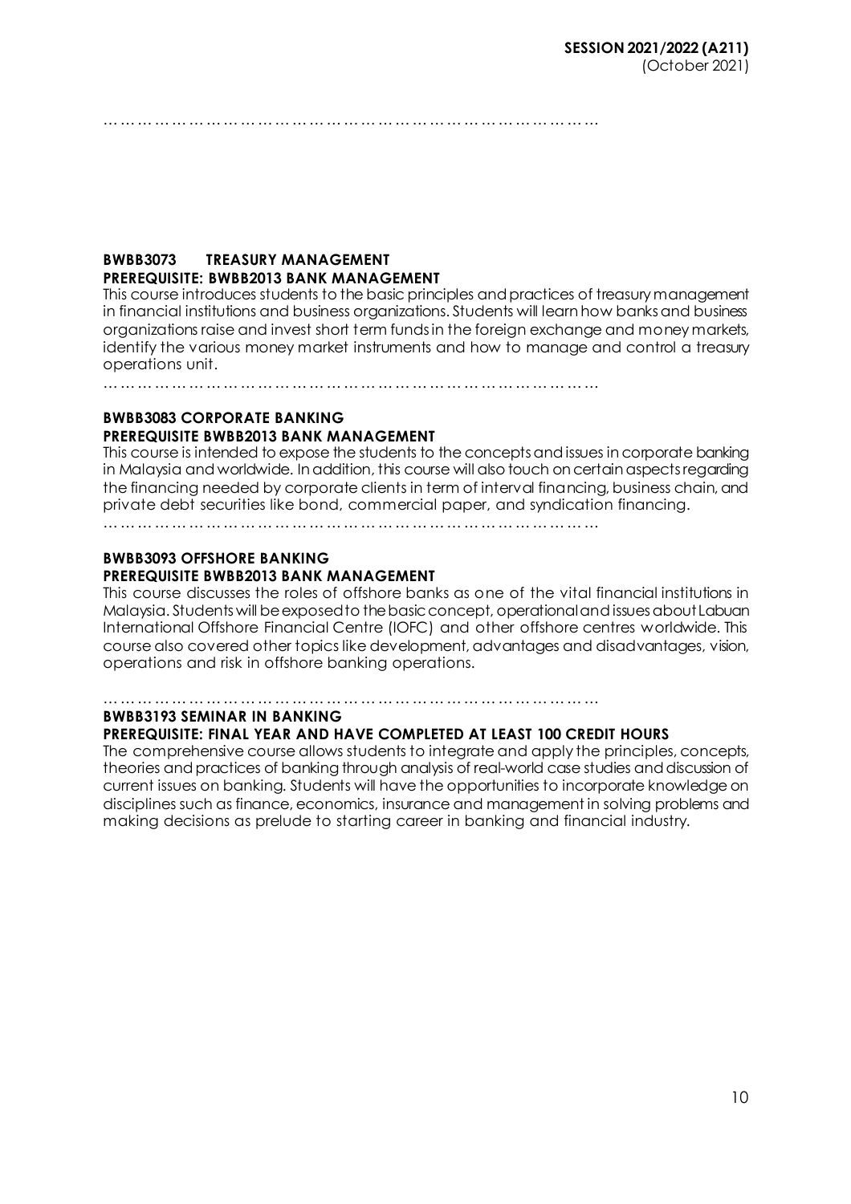…………………………………………………………………………

**BWBB3073 TREASURY MANAGEMENT**
**PREREQUISITE: BWBB2013 BANK MANAGEMENT**

This course introduces students to the basic principles and practices of treasury management in financial institutions and business organizations. Students will learn how banks and business organizations raise and invest short term funds in the foreign exchange and money markets, identify the various money market instruments and how to manage and control a treasury operations unit.

…………………………………………………………………………

**BWBB3083 CORPORATE BANKING**
**PREREQUISITE BWBB2013 BANK MANAGEMENT**

This course is intended to expose the students to the concepts and issues in corporate banking in Malaysia and worldwide. In addition, this course will also touch on certain aspects regarding the financing needed by corporate clients in term of interval financing, business chain, and private debt securities like bond, commercial paper, and syndication financing.

…………………………………………………………………………

**BWBB3093 OFFSHORE BANKING**
**PREREQUISITE BWBB2013 BANK MANAGEMENT**

This course discusses the roles of offshore banks as one of the vital financial institutions in Malaysia. Students will be exposed to the basic concept, operational and issues about Labuan International Offshore Financial Centre (IOFC) and other offshore centres worldwide. This course also covered other topics like development, advantages and disadvantages, vision, operations and risk in offshore banking operations.

…………………………………………………………………………

**BWBB3193 SEMINAR IN BANKING**
**PREREQUISITE: FINAL YEAR AND HAVE COMPLETED AT LEAST 100 CREDIT HOURS**

The comprehensive course allows students to integrate and apply the principles, concepts, theories and practices of banking through analysis of real-world case studies and discussion of current issues on banking. Students will have the opportunities to incorporate knowledge on disciplines such as finance, economics, insurance and management in solving problems and making decisions as prelude to starting career in banking and financial industry.